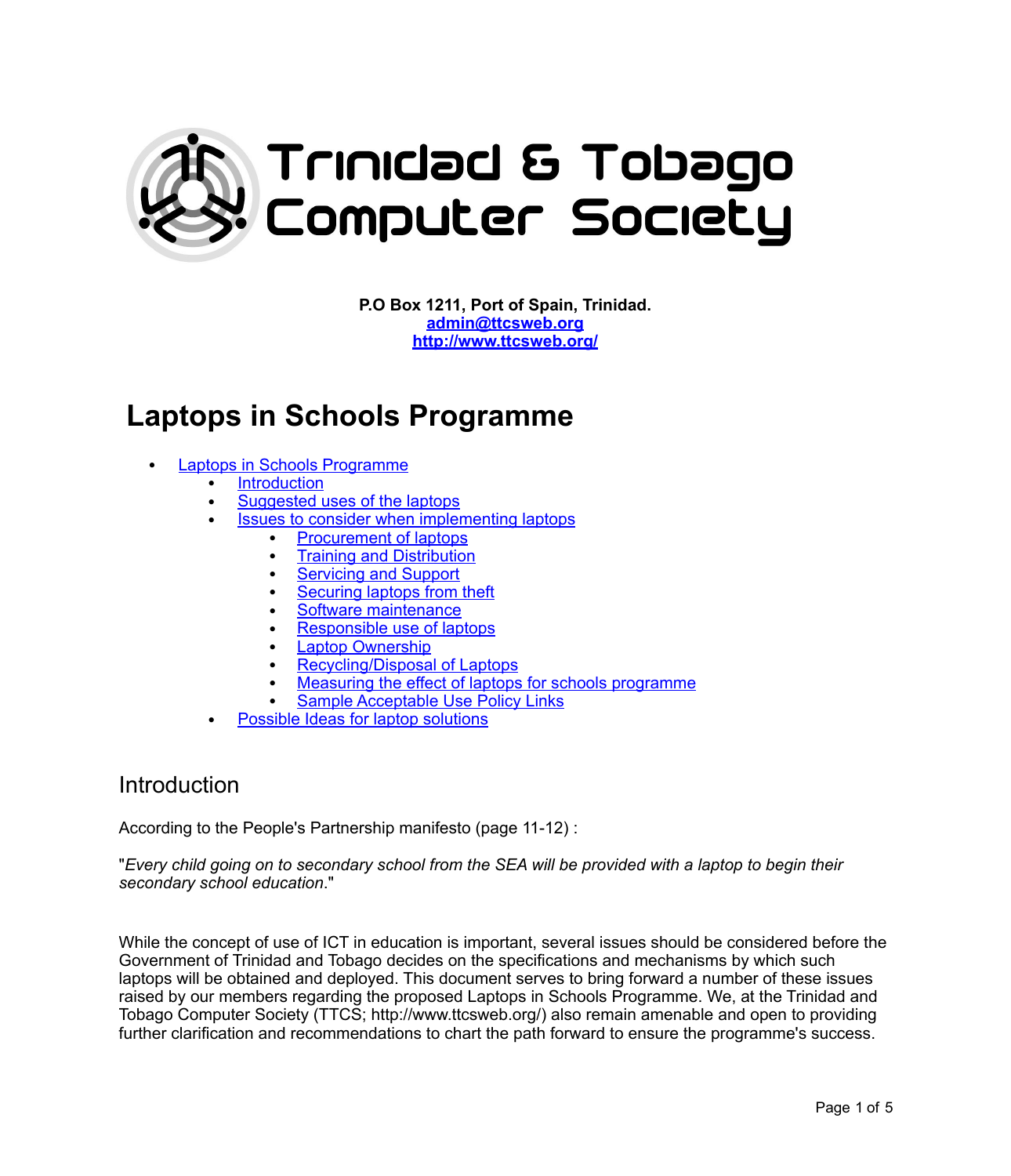# Trinidad & Tobago Computer Society

**P.O Box 1211, Port of Spain, Trinidad.**
**admin@ttcsweb.org**
**http://www.ttcsweb.org/**

# Laptops in Schools Programme

- Laptops in Schools Programme
  - Introduction
  - Suggested uses of the laptops
  - Issues to consider when implementing laptops
    - Procurement of laptops
    - Training and Distribution
    - Servicing and Support
    - Securing laptops from theft
    - Software maintenance
    - Responsible use of laptops
    - Laptop Ownership
    - Recycling/Disposal of Laptops
    - Measuring the effect of laptops for schools programme
    - Sample Acceptable Use Policy Links
  - Possible Ideas for laptop solutions

## Introduction

According to the People's Partnership manifesto (page 11-12) :

"*Every child going on to secondary school from the SEA will be provided with a laptop to begin their secondary school education*."

While the concept of use of ICT in education is important, several issues should be considered before the Government of Trinidad and Tobago decides on the specifications and mechanisms by which such laptops will be obtained and deployed. This document serves to bring forward a number of these issues raised by our members regarding the proposed Laptops in Schools Programme. We, at the Trinidad and Tobago Computer Society (TTCS; http://www.ttcsweb.org/) also remain amenable and open to providing further clarification and recommendations to chart the path forward to ensure the programme's success.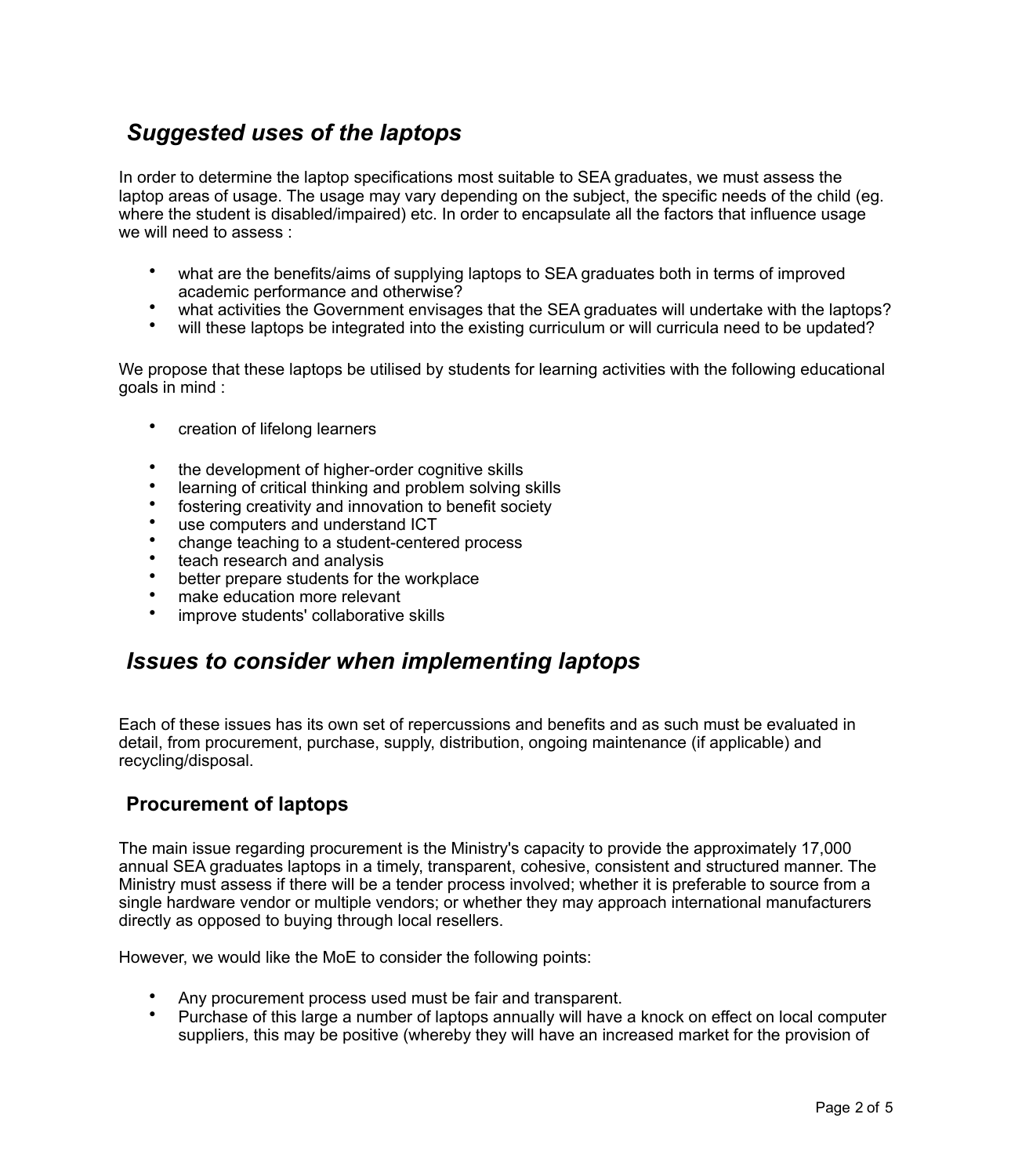## *Suggested uses of the laptops*

In order to determine the laptop specifications most suitable to SEA graduates, we must assess the laptop areas of usage. The usage may vary depending on the subject, the specific needs of the child (eg. where the student is disabled/impaired) etc. In order to encapsulate all the factors that influence usage we will need to assess :

- what are the benefits/aims of supplying laptops to SEA graduates both in terms of improved academic performance and otherwise?
- what activities the Government envisages that the SEA graduates will undertake with the laptops?
- will these laptops be integrated into the existing curriculum or will curricula need to be updated?

We propose that these laptops be utilised by students for learning activities with the following educational goals in mind :

- creation of lifelong learners
- the development of higher-order cognitive skills
- learning of critical thinking and problem solving skills
- fostering creativity and innovation to benefit society
- use computers and understand ICT
- change teaching to a student-centered process
- teach research and analysis
- better prepare students for the workplace
- make education more relevant
- improve students' collaborative skills

## *Issues to consider when implementing laptops*

Each of these issues has its own set of repercussions and benefits and as such must be evaluated in detail, from procurement, purchase, supply, distribution, ongoing maintenance (if applicable) and recycling/disposal.

### Procurement of laptops

The main issue regarding procurement is the Ministry's capacity to provide the approximately 17,000 annual SEA graduates laptops in a timely, transparent, cohesive, consistent and structured manner. The Ministry must assess if there will be a tender process involved; whether it is preferable to source from a single hardware vendor or multiple vendors; or whether they may approach international manufacturers directly as opposed to buying through local resellers.

However, we would like the MoE to consider the following points:

- Any procurement process used must be fair and transparent.
- Purchase of this large a number of laptops annually will have a knock on effect on local computer suppliers, this may be positive (whereby they will have an increased market for the provision of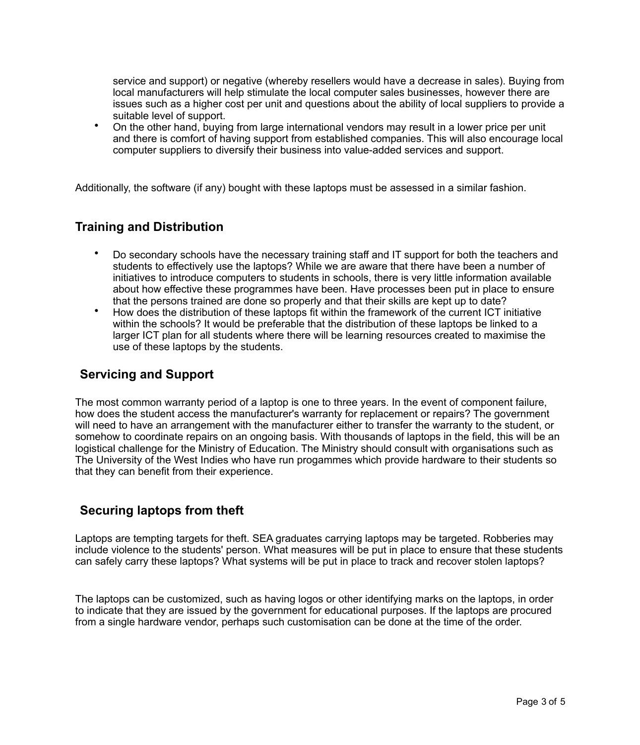service and support) or negative (whereby resellers would have a decrease in sales). Buying from local manufacturers will help stimulate the local computer sales businesses, however there are issues such as a higher cost per unit and questions about the ability of local suppliers to provide a suitable level of support.

- On the other hand, buying from large international vendors may result in a lower price per unit and there is comfort of having support from established companies. This will also encourage local computer suppliers to diversify their business into value-added services and support.

Additionally, the software (if any) bought with these laptops must be assessed in a similar fashion.

## Training and Distribution

- Do secondary schools have the necessary training staff and IT support for both the teachers and students to effectively use the laptops? While we are aware that there have been a number of initiatives to introduce computers to students in schools, there is very little information available about how effective these programmes have been. Have processes been put in place to ensure that the persons trained are done so properly and that their skills are kept up to date?
- How does the distribution of these laptops fit within the framework of the current ICT initiative within the schools? It would be preferable that the distribution of these laptops be linked to a larger ICT plan for all students where there will be learning resources created to maximise the use of these laptops by the students.

## Servicing and Support

The most common warranty period of a laptop is one to three years. In the event of component failure, how does the student access the manufacturer's warranty for replacement or repairs? The government will need to have an arrangement with the manufacturer either to transfer the warranty to the student, or somehow to coordinate repairs on an ongoing basis. With thousands of laptops in the field, this will be an logistical challenge for the Ministry of Education. The Ministry should consult with organisations such as The University of the West Indies who have run progammes which provide hardware to their students so that they can benefit from their experience.

## Securing laptops from theft

Laptops are tempting targets for theft. SEA graduates carrying laptops may be targeted. Robberies may include violence to the students' person. What measures will be put in place to ensure that these students can safely carry these laptops? What systems will be put in place to track and recover stolen laptops?

The laptops can be customized, such as having logos or other identifying marks on the laptops, in order to indicate that they are issued by the government for educational purposes. If the laptops are procured from a single hardware vendor, perhaps such customisation can be done at the time of the order.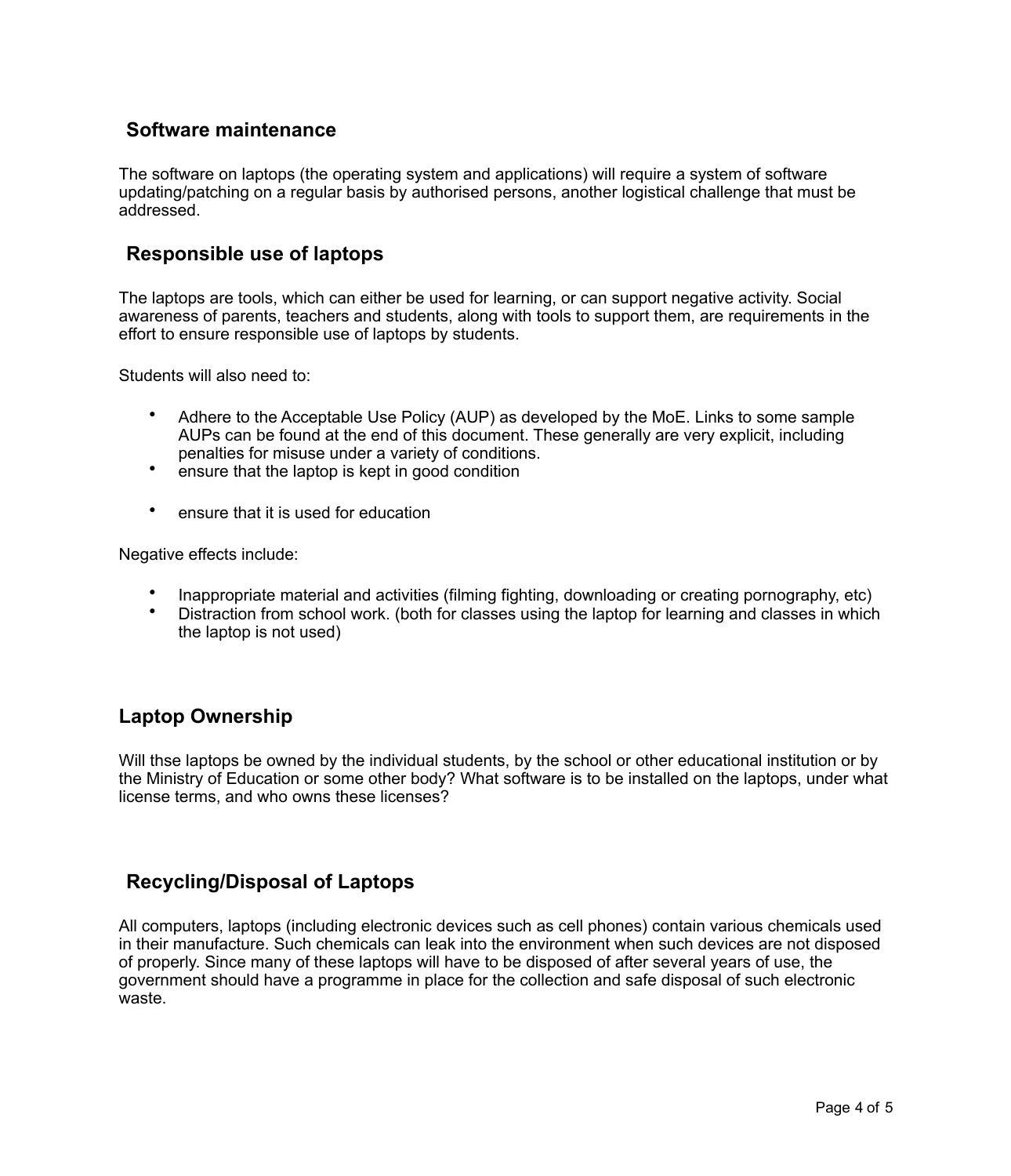## Software maintenance

The software on laptops (the operating system and applications) will require a system of software updating/patching on a regular basis by authorised persons, another logistical challenge that must be addressed.

## Responsible use of laptops

The laptops are tools, which can either be used for learning, or can support negative activity. Social awareness of parents, teachers and students, along with tools to support them, are requirements in the effort to ensure responsible use of laptops by students.

Students will also need to:

- Adhere to the Acceptable Use Policy (AUP) as developed by the MoE. Links to some sample AUPs can be found at the end of this document. These generally are very explicit, including penalties for misuse under a variety of conditions.
- ensure that the laptop is kept in good condition
- ensure that it is used for education

Negative effects include:

- Inappropriate material and activities (filming fighting, downloading or creating pornography, etc)
- Distraction from school work. (both for classes using the laptop for learning and classes in which the laptop is not used)

## Laptop Ownership

Will thse laptops be owned by the individual students, by the school or other educational institution or by the Ministry of Education or some other body? What software is to be installed on the laptops, under what license terms, and who owns these licenses?

## Recycling/Disposal of Laptops

All computers, laptops (including electronic devices such as cell phones) contain various chemicals used in their manufacture. Such chemicals can leak into the environment when such devices are not disposed of properly. Since many of these laptops will have to be disposed of after several years of use, the government should have a programme in place for the collection and safe disposal of such electronic waste.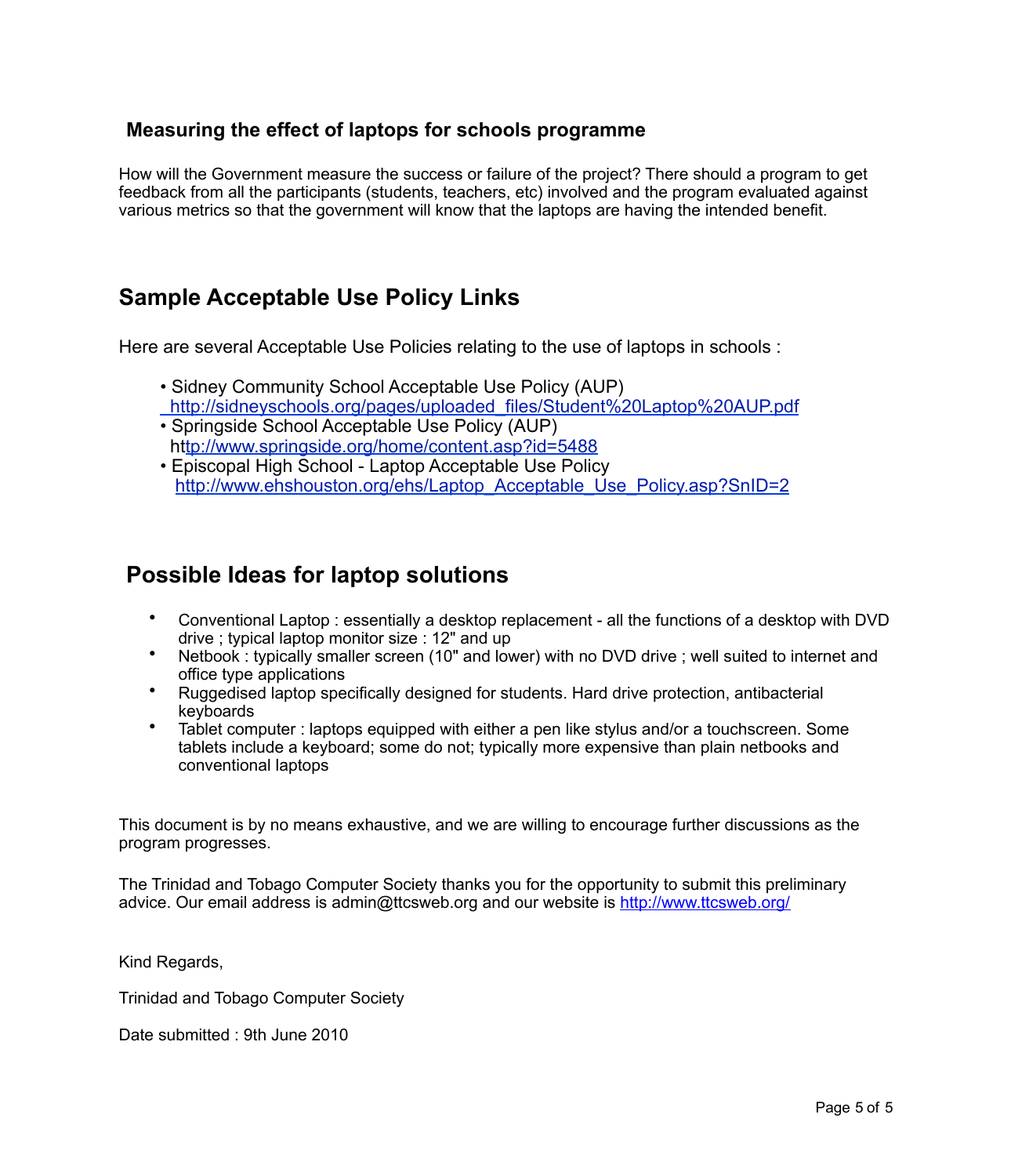### Measuring the effect of laptops for schools programme

How will the Government measure the success or failure of the project? There should a program to get feedback from all the participants (students, teachers, etc) involved and the program evaluated against various metrics so that the government will know that the laptops are having the intended benefit.

## Sample Acceptable Use Policy Links

Here are several Acceptable Use Policies relating to the use of laptops in schools :

- Sidney Community School Acceptable Use Policy (AUP)
  http://sidneyschools.org/pages/uploaded_files/Student%20Laptop%20AUP.pdf
- Springside School Acceptable Use Policy (AUP)
  http://www.springside.org/home/content.asp?id=5488
- Episcopal High School - Laptop Acceptable Use Policy
  http://www.ehshouston.org/ehs/Laptop_Acceptable_Use_Policy.asp?SnID=2

## Possible Ideas for laptop solutions

- Conventional Laptop : essentially a desktop replacement - all the functions of a desktop with DVD drive ; typical laptop monitor size : 12" and up
- Netbook : typically smaller screen (10" and lower) with no DVD drive ; well suited to internet and office type applications
- Ruggedised laptop specifically designed for students. Hard drive protection, antibacterial keyboards
- Tablet computer : laptops equipped with either a pen like stylus and/or a touchscreen. Some tablets include a keyboard; some do not; typically more expensive than plain netbooks and conventional laptops

This document is by no means exhaustive, and we are willing to encourage further discussions as the program progresses.

The Trinidad and Tobago Computer Society thanks you for the opportunity to submit this preliminary advice. Our email address is admin@ttcsweb.org and our website is http://www.ttcsweb.org/

Kind Regards,

Trinidad and Tobago Computer Society

Date submitted : 9th June 2010